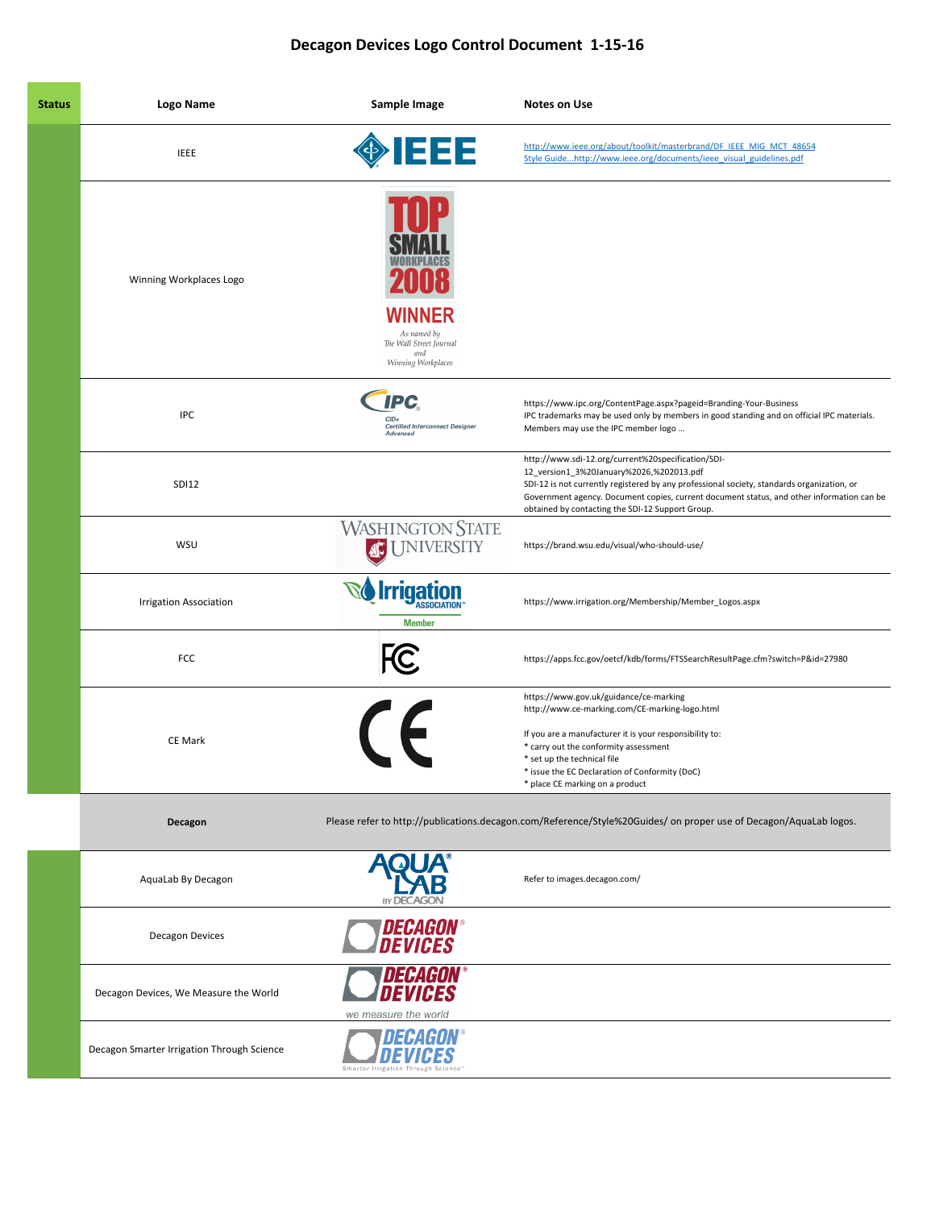# Decagon Devices Logo Control Document 1-15-16

| Status | Logo Name | Sample Image | Notes on Use |
|---|---|---|---|
| | IEEE | | http://www.ieee.org/about/toolkit/masterbrand/DF_IEEE_MIG_MCT_48654<br>Style Guide...http://www.ieee.org/documents/ieee_visual_guidelines.pdf |
| | Winning Workplaces Logo | | |
| | IPC | | https://www.ipc.org/ContentPage.aspx?pageid=Branding-Your-Business<br>IPC trademarks may be used only by members in good standing and on official IPC materials. Members may use the IPC member logo ... |
| | SDI12 | | http://www.sdi-12.org/current%20specification/SDI-12_version1_3%20January%2026,%202013.pdf<br>SDI-12 is not currently registered by any professional society, standards organization, or Government agency. Document copies, current document status, and other information can be obtained by contacting the SDI-12 Support Group. |
| | WSU | | https://brand.wsu.edu/visual/who-should-use/ |
| | Irrigation Association | | https://www.irrigation.org/Membership/Member_Logos.aspx |
| | FCC | | https://apps.fcc.gov/oetcf/kdb/forms/FTSSearchResultPage.cfm?switch=P&id=27980 |
| | CE Mark | | https://www.gov.uk/guidance/ce-marking<br>http://www.ce-marking.com/CE-marking-logo.html<br><br>If you are a manufacturer it is your responsibility to:<br>* carry out the conformity assessment<br>* set up the technical file<br>* issue the EC Declaration of Conformity (DoC)<br>* place CE marking on a product |
| | **Decagon** | Please refer to http://publications.decagon.com/Reference/Style%20Guides/ on proper use of Decagon/AquaLab logos. | |
| | AquaLab By Decagon | | Refer to images.decagon.com/ |
| | Decagon Devices | | |
| | Decagon Devices, We Measure the World | | |
| | Decagon Smarter Irrigation Through Science | | |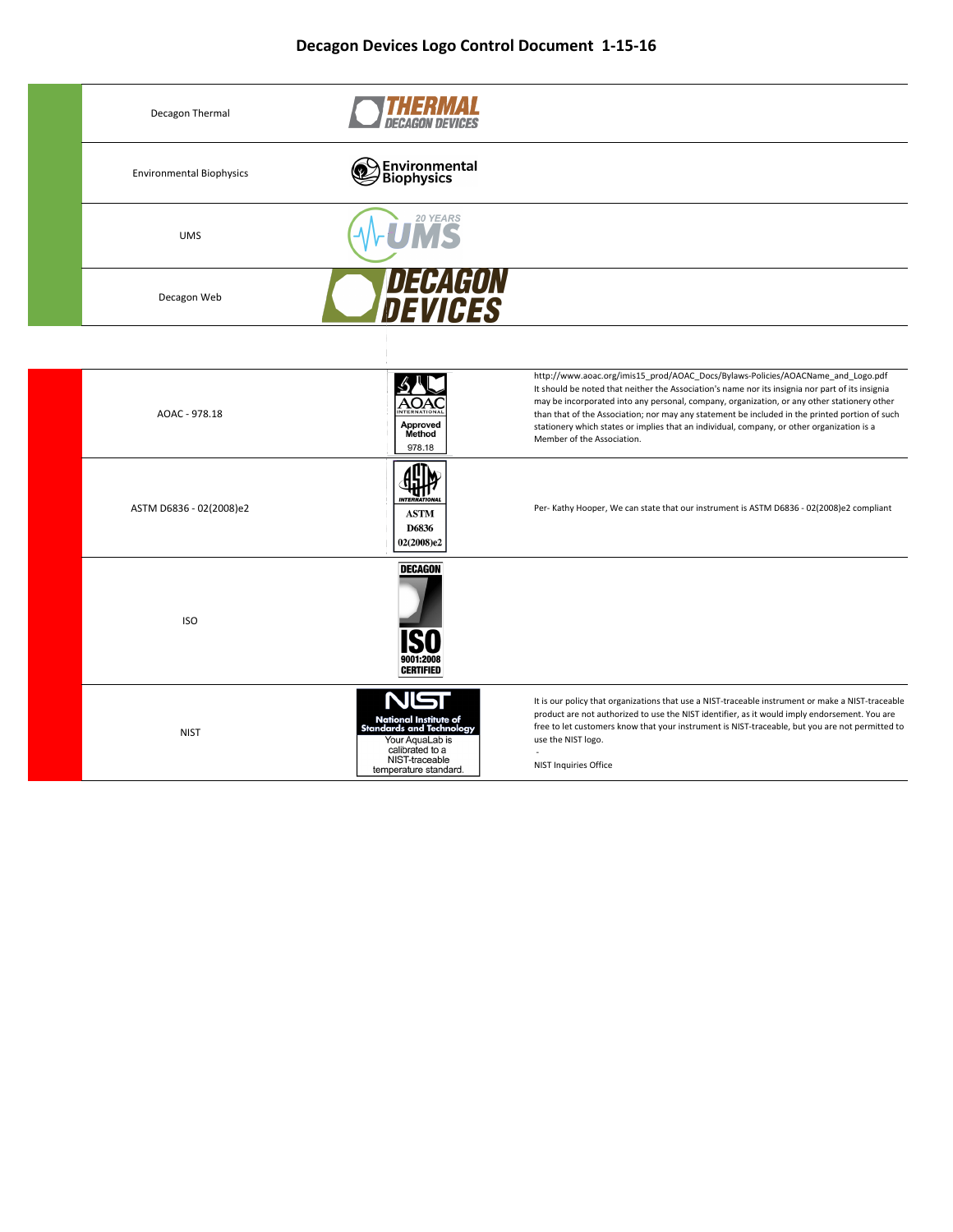# Decagon Devices Logo Control Document 1-15-16

| | | |
|---|---|---|
| Decagon Thermal | THERMAL DECAGON DEVICES | |
| Environmental Biophysics | Environmental Biophysics | |
| UMS | 20 YEARS UMS | |
| Decagon Web | DECAGON DEVICES | |

| | | |
|---|---|---|
| AOAC - 978.18 | AOAC INTERNATIONAL Approved Method 978.18 | http://www.aoac.org/imis15_prod/AOAC_Docs/Bylaws-Policies/AOACName_and_Logo.pdf It should be noted that neither the Association's name nor its insignia nor part of its insignia may be incorporated into any personal, company, organization, or any other stationery other than that of the Association; nor may any statement be included in the printed portion of such stationery which states or implies that an individual, company, or other organization is a Member of the Association. |
| ASTM D6836 - 02(2008)e2 | ASTM INTERNATIONAL ASTM D6836 02(2008)e2 | Per- Kathy Hooper, We can state that our instrument is ASTM D6836 - 02(2008)e2 compliant |
| ISO | DECAGON ISO 9001:2008 CERTIFIED | |
| NIST | NIST National Institute of Standards and Technology Your AquaLab is calibrated to a NIST-traceable temperature standard. | It is our policy that organizations that use a NIST-traceable instrument or make a NIST-traceable product are not authorized to use the NIST identifier, as it would imply endorsement. You are free to let customers know that your instrument is NIST-traceable, but you are not permitted to use the NIST logo. - NIST Inquiries Office |